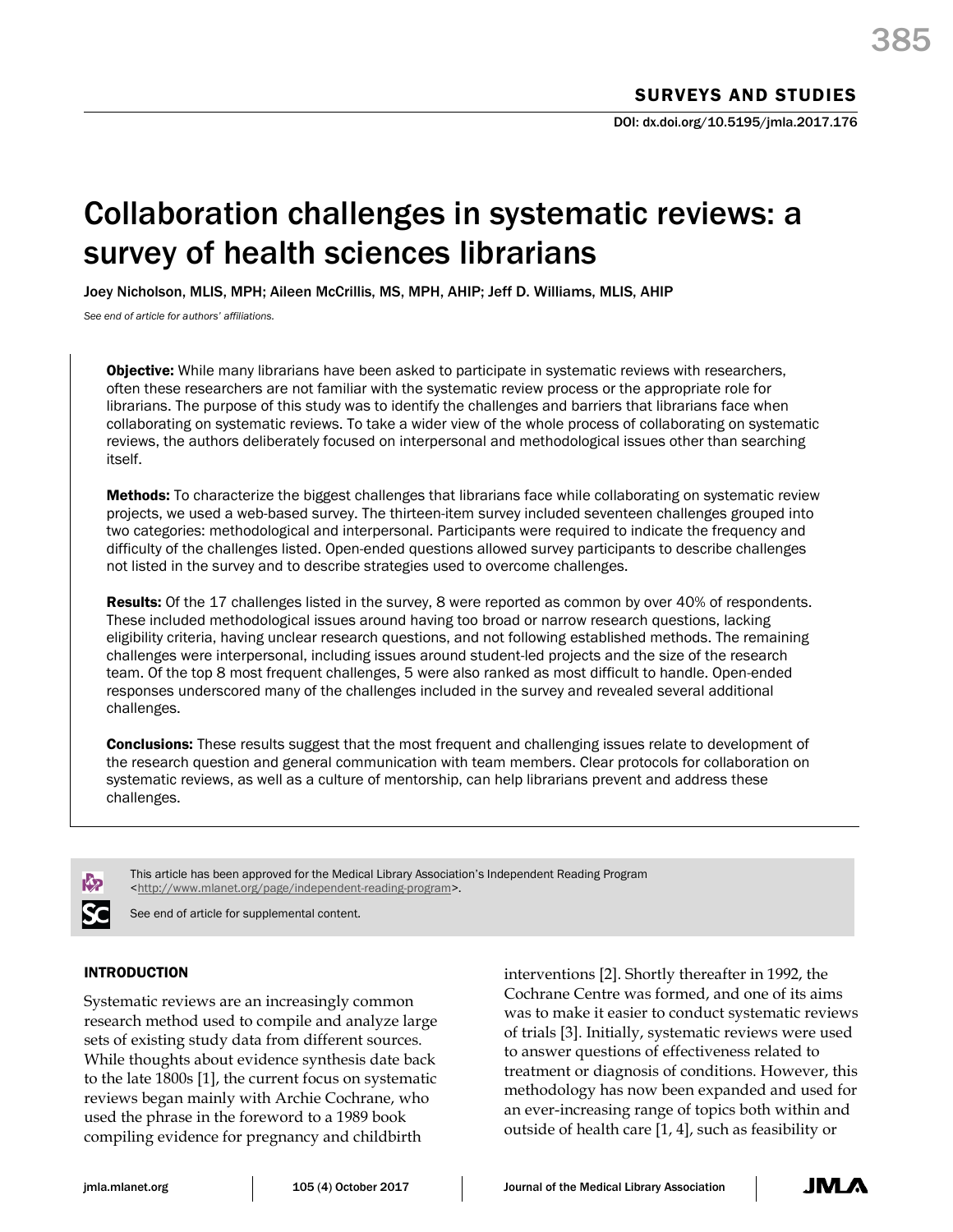SURVEYS AND STUDIES

DOI: dx.doi.org/10.5195/jmla.2017.176

# Collaboration challenges in systematic reviews: a survey of health sciences librarians

Joey Nicholson, MLIS, MPH; Aileen McCrillis, MS, MPH, AHIP; Jeff D. Williams, MLIS, AHIP

*See end of article for authors' affiliations.*

**Objective:** While many librarians have been asked to participate in systematic reviews with researchers, often these researchers are not familiar with the systematic review process or the appropriate role for librarians. The purpose of this study was to identify the challenges and barriers that librarians face when collaborating on systematic reviews. To take a wider view of the whole process of collaborating on systematic reviews, the authors deliberately focused on interpersonal and methodological issues other than searching itself.

**Methods:** To characterize the biggest challenges that librarians face while collaborating on systematic review projects, we used a web-based survey. The thirteen-item survey included seventeen challenges grouped into two categories: methodological and interpersonal. Participants were required to indicate the frequency and difficulty of the challenges listed. Open-ended questions allowed survey participants to describe challenges not listed in the survey and to describe strategies used to overcome challenges.

**Results:** Of the 17 challenges listed in the survey, 8 were reported as common by over 40% of respondents. These included methodological issues around having too broad or narrow research questions, lacking eligibility criteria, having unclear research questions, and not following established methods. The remaining challenges were interpersonal, including issues around student-led projects and the size of the research team. Of the top 8 most frequent challenges, 5 were also ranked as most difficult to handle. Open-ended responses underscored many of the challenges included in the survey and revealed several additional challenges.

**Conclusions:** These results suggest that the most frequent and challenging issues relate to development of the research question and general communication with team members. Clear protocols for collaboration on systematic reviews, as well as a culture of mentorship, can help librarians prevent and address these challenges.

This article has been approved for the Medical Library Association's Independent Reading Program <http://www.mlanet.org/page/independent-reading-program>.

See end of article for supplemental content.

## INTRODUCTION

Systematic reviews are an increasingly common research method used to compile and analyze large sets of existing study data from different sources. While thoughts about evidence synthesis date back to the late 1800s [1], the current focus on systematic reviews began mainly with Archie Cochrane, who used the phrase in the foreword to a 1989 book compiling evidence for pregnancy and childbirth interventions [2]. Shortly thereafter in 1992, the Cochrane Centre was formed, and one of its aims was to make it easier to conduct systematic reviews of trials [3]. Initially, systematic reviews were used to answer questions of effectiveness related to treatment or diagnosis of conditions. However, this methodology has now been expanded and used for an ever-increasing range of topics both within and outside of health care [1, 4], such as feasibility or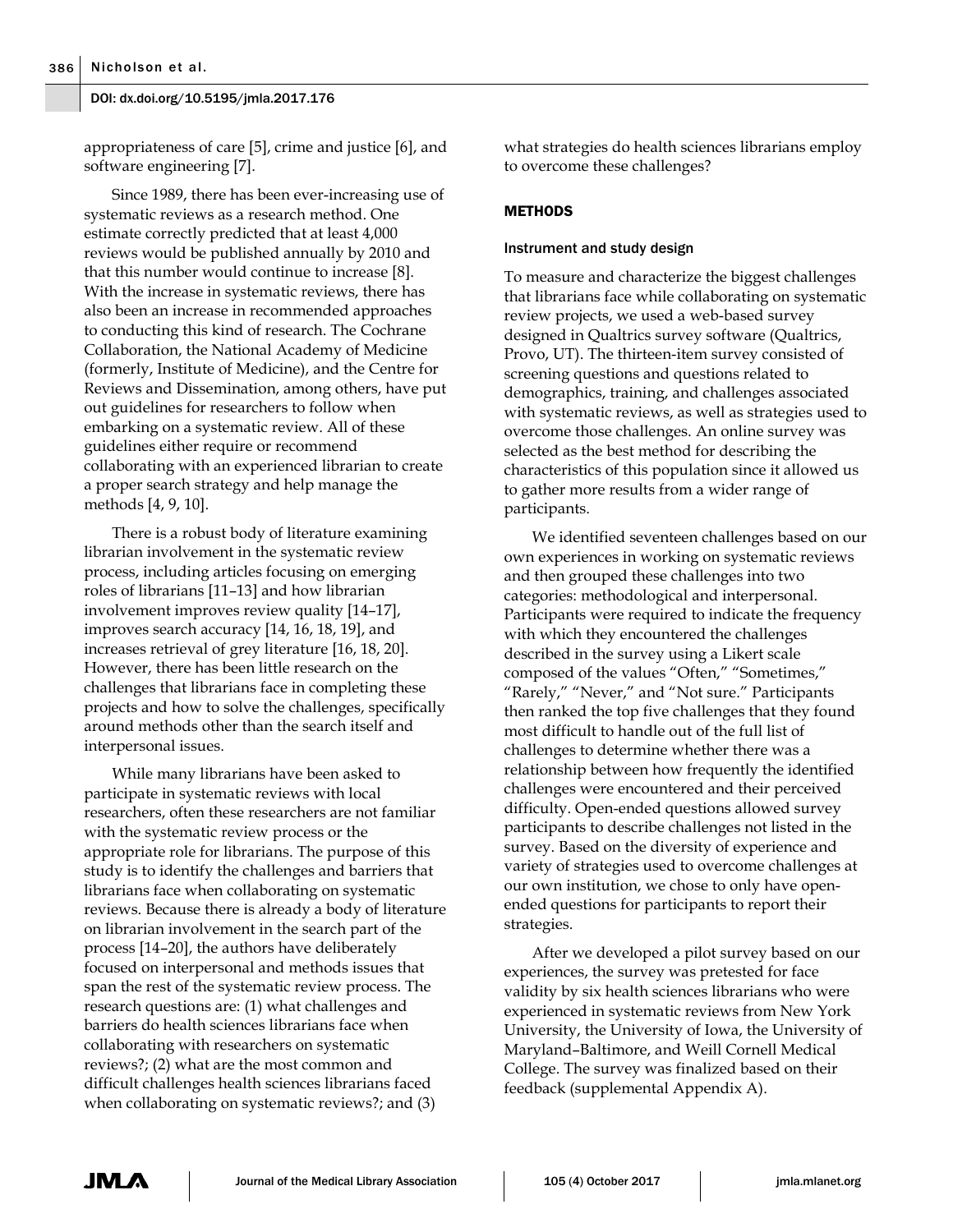appropriateness of care [5], crime and justice [6], and software engineering [7].

Since 1989, there has been ever-increasing use of systematic reviews as a research method. One estimate correctly predicted that at least 4,000 reviews would be published annually by 2010 and that this number would continue to increase [8]. With the increase in systematic reviews, there has also been an increase in recommended approaches to conducting this kind of research. The Cochrane Collaboration, the National Academy of Medicine (formerly, Institute of Medicine), and the Centre for Reviews and Dissemination, among others, have put out guidelines for researchers to follow when embarking on a systematic review. All of these guidelines either require or recommend collaborating with an experienced librarian to create a proper search strategy and help manage the methods [4, 9, 10].

There is a robust body of literature examining librarian involvement in the systematic review process, including articles focusing on emerging roles of librarians [11–13] and how librarian involvement improves review quality [14–17], improves search accuracy [14, 16, 18, 19], and increases retrieval of grey literature [16, 18, 20]. However, there has been little research on the challenges that librarians face in completing these projects and how to solve the challenges, specifically around methods other than the search itself and interpersonal issues.

While many librarians have been asked to participate in systematic reviews with local researchers, often these researchers are not familiar with the systematic review process or the appropriate role for librarians. The purpose of this study is to identify the challenges and barriers that librarians face when collaborating on systematic reviews. Because there is already a body of literature on librarian involvement in the search part of the process [14–20], the authors have deliberately focused on interpersonal and methods issues that span the rest of the systematic review process. The research questions are: (1) what challenges and barriers do health sciences librarians face when collaborating with researchers on systematic reviews?; (2) what are the most common and difficult challenges health sciences librarians faced when collaborating on systematic reviews?; and (3) what strategies do health sciences librarians employ to overcome these challenges?

## METHODS

### Instrument and study design

To measure and characterize the biggest challenges that librarians face while collaborating on systematic review projects, we used a web-based survey designed in Qualtrics survey software (Qualtrics, Provo, UT). The thirteen-item survey consisted of screening questions and questions related to demographics, training, and challenges associated with systematic reviews, as well as strategies used to overcome those challenges. An online survey was selected as the best method for describing the characteristics of this population since it allowed us to gather more results from a wider range of participants.

We identified seventeen challenges based on our own experiences in working on systematic reviews and then grouped these challenges into two categories: methodological and interpersonal. Participants were required to indicate the frequency with which they encountered the challenges described in the survey using a Likert scale composed of the values "Often," "Sometimes," "Rarely," "Never," and "Not sure." Participants then ranked the top five challenges that they found most difficult to handle out of the full list of challenges to determine whether there was a relationship between how frequently the identified challenges were encountered and their perceived difficulty. Open-ended questions allowed survey participants to describe challenges not listed in the survey. Based on the diversity of experience and variety of strategies used to overcome challenges at our own institution, we chose to only have open-ended questions for participants to report their strategies.

After we developed a pilot survey based on our experiences, the survey was pretested for face validity by six health sciences librarians who were experienced in systematic reviews from New York University, the University of Iowa, the University of Maryland–Baltimore, and Weill Cornell Medical College. The survey was finalized based on their feedback (supplemental Appendix A).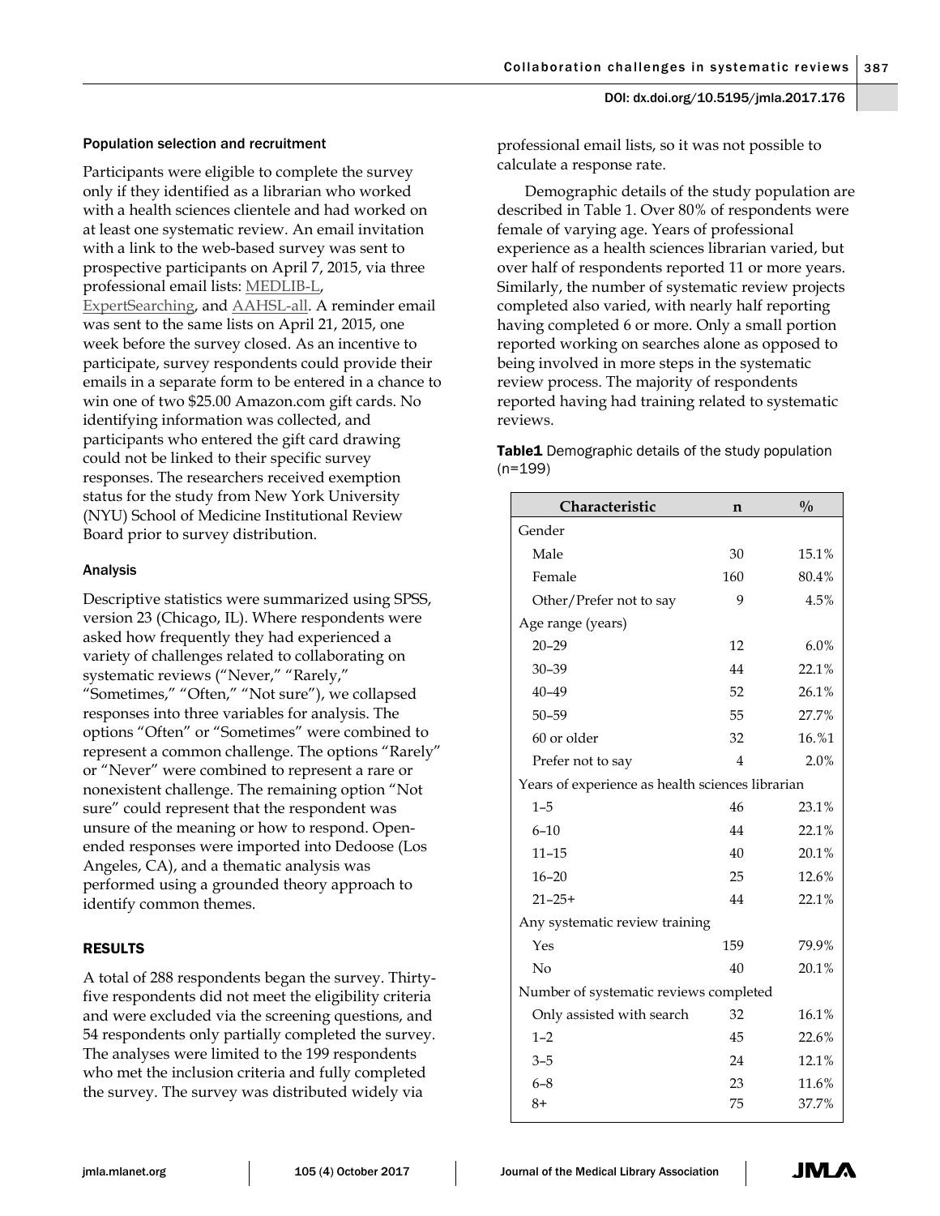### Population selection and recruitment

Participants were eligible to complete the survey only if they identified as a librarian who worked with a health sciences clientele and had worked on at least one systematic review. An email invitation with a link to the web-based survey was sent to prospective participants on April 7, 2015, via three professional email lists: MEDLIB-L, ExpertSearching, and AAHSL-all. A reminder email was sent to the same lists on April 21, 2015, one week before the survey closed. As an incentive to participate, survey respondents could provide their emails in a separate form to be entered in a chance to win one of two $25.00 Amazon.com gift cards. No identifying information was collected, and participants who entered the gift card drawing could not be linked to their specific survey responses. The researchers received exemption status for the study from New York University (NYU) School of Medicine Institutional Review Board prior to survey distribution.

### Analysis

Descriptive statistics were summarized using SPSS, version 23 (Chicago, IL). Where respondents were asked how frequently they had experienced a variety of challenges related to collaborating on systematic reviews ("Never," "Rarely," "Sometimes," "Often," "Not sure"), we collapsed responses into three variables for analysis. The options "Often" or "Sometimes" were combined to represent a common challenge. The options "Rarely" or "Never" were combined to represent a rare or nonexistent challenge. The remaining option "Not sure" could represent that the respondent was unsure of the meaning or how to respond. Open-ended responses were imported into Dedoose (Los Angeles, CA), and a thematic analysis was performed using a grounded theory approach to identify common themes.

## RESULTS

A total of 288 respondents began the survey. Thirty-five respondents did not meet the eligibility criteria and were excluded via the screening questions, and 54 respondents only partially completed the survey. The analyses were limited to the 199 respondents who met the inclusion criteria and fully completed the survey. The survey was distributed widely via professional email lists, so it was not possible to calculate a response rate.

Demographic details of the study population are described in Table 1. Over 80% of respondents were female of varying age. Years of professional experience as a health sciences librarian varied, but over half of respondents reported 11 or more years. Similarly, the number of systematic review projects completed also varied, with nearly half reporting having completed 6 or more. Only a small portion reported working on searches alone as opposed to being involved in more steps in the systematic review process. The majority of respondents reported having had training related to systematic reviews.

**Table1** Demographic details of the study population (n=199)

| Characteristic | n | % |
|---|---|---|
| Gender | | |
| Male | 30 | 15.1% |
| Female | 160 | 80.4% |
| Other/Prefer not to say | 9 | 4.5% |
| Age range (years) | | |
| 20–29 | 12 | 6.0% |
| 30–39 | 44 | 22.1% |
| 40–49 | 52 | 26.1% |
| 50–59 | 55 | 27.7% |
| 60 or older | 32 | 16.%1 |
| Prefer not to say | 4 | 2.0% |
| Years of experience as health sciences librarian | | |
| 1–5 | 46 | 23.1% |
| 6–10 | 44 | 22.1% |
| 11–15 | 40 | 20.1% |
| 16–20 | 25 | 12.6% |
| 21–25+ | 44 | 22.1% |
| Any systematic review training | | |
| Yes | 159 | 79.9% |
| No | 40 | 20.1% |
| Number of systematic reviews completed | | |
| Only assisted with search | 32 | 16.1% |
| 1–2 | 45 | 22.6% |
| 3–5 | 24 | 12.1% |
| 6–8 | 23 | 11.6% |
| 8+ | 75 | 37.7% |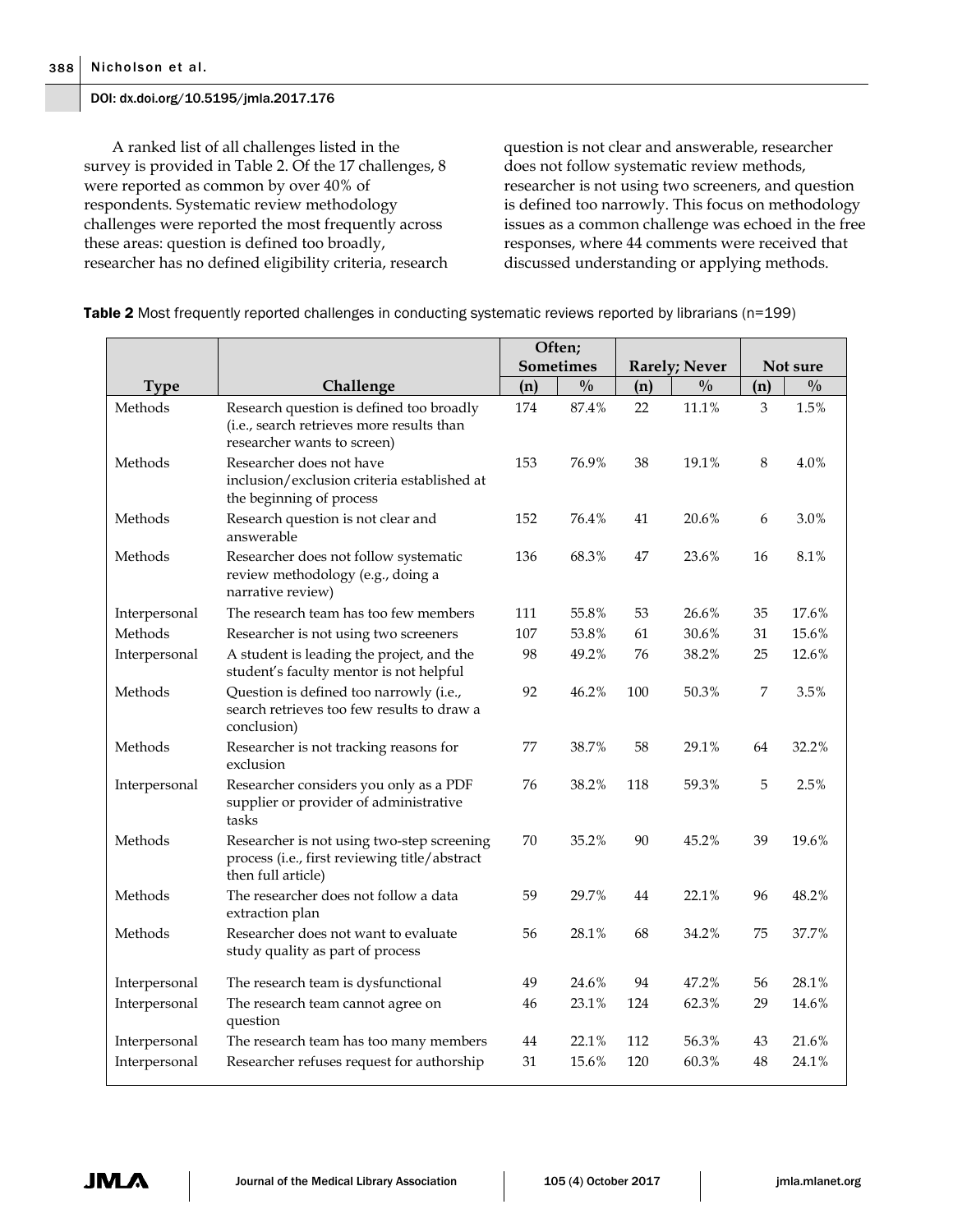A ranked list of all challenges listed in the survey is provided in Table 2. Of the 17 challenges, 8 were reported as common by over 40% of respondents. Systematic review methodology challenges were reported the most frequently across these areas: question is defined too broadly, researcher has no defined eligibility criteria, research question is not clear and answerable, researcher does not follow systematic review methods, researcher is not using two screeners, and question is defined too narrowly. This focus on methodology issues as a common challenge was echoed in the free responses, where 44 comments were received that discussed understanding or applying methods.

**Table 2** Most frequently reported challenges in conducting systematic reviews reported by librarians (n=199)

| | | Often; Sometimes | | Rarely; Never | | Not sure | |
|---|---|---|---|---|---|---|---|
| **Type** | **Challenge** | **(n)** | **%** | **(n)** | **%** | **(n)** | **%** |
| Methods | Research question is defined too broadly (i.e., search retrieves more results than researcher wants to screen) | 174 | 87.4% | 22 | 11.1% | 3 | 1.5% |
| Methods | Researcher does not have inclusion/exclusion criteria established at the beginning of process | 153 | 76.9% | 38 | 19.1% | 8 | 4.0% |
| Methods | Research question is not clear and answerable | 152 | 76.4% | 41 | 20.6% | 6 | 3.0% |
| Methods | Researcher does not follow systematic review methodology (e.g., doing a narrative review) | 136 | 68.3% | 47 | 23.6% | 16 | 8.1% |
| Interpersonal | The research team has too few members | 111 | 55.8% | 53 | 26.6% | 35 | 17.6% |
| Methods | Researcher is not using two screeners | 107 | 53.8% | 61 | 30.6% | 31 | 15.6% |
| Interpersonal | A student is leading the project, and the student's faculty mentor is not helpful | 98 | 49.2% | 76 | 38.2% | 25 | 12.6% |
| Methods | Question is defined too narrowly (i.e., search retrieves too few results to draw a conclusion) | 92 | 46.2% | 100 | 50.3% | 7 | 3.5% |
| Methods | Researcher is not tracking reasons for exclusion | 77 | 38.7% | 58 | 29.1% | 64 | 32.2% |
| Interpersonal | Researcher considers you only as a PDF supplier or provider of administrative tasks | 76 | 38.2% | 118 | 59.3% | 5 | 2.5% |
| Methods | Researcher is not using two-step screening process (i.e., first reviewing title/abstract then full article) | 70 | 35.2% | 90 | 45.2% | 39 | 19.6% |
| Methods | The researcher does not follow a data extraction plan | 59 | 29.7% | 44 | 22.1% | 96 | 48.2% |
| Methods | Researcher does not want to evaluate study quality as part of process | 56 | 28.1% | 68 | 34.2% | 75 | 37.7% |
| Interpersonal | The research team is dysfunctional | 49 | 24.6% | 94 | 47.2% | 56 | 28.1% |
| Interpersonal | The research team cannot agree on question | 46 | 23.1% | 124 | 62.3% | 29 | 14.6% |
| Interpersonal | The research team has too many members | 44 | 22.1% | 112 | 56.3% | 43 | 21.6% |
| Interpersonal | Researcher refuses request for authorship | 31 | 15.6% | 120 | 60.3% | 48 | 24.1% |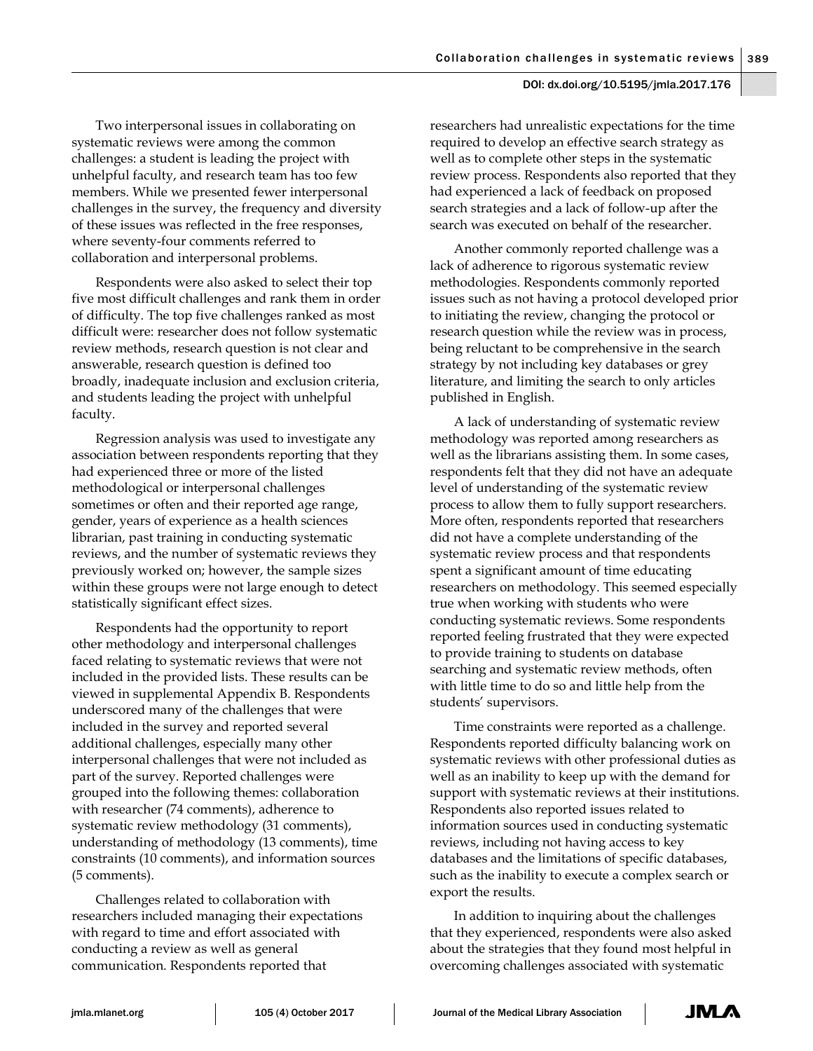Two interpersonal issues in collaborating on systematic reviews were among the common challenges: a student is leading the project with unhelpful faculty, and research team has too few members. While we presented fewer interpersonal challenges in the survey, the frequency and diversity of these issues was reflected in the free responses, where seventy-four comments referred to collaboration and interpersonal problems.

Respondents were also asked to select their top five most difficult challenges and rank them in order of difficulty. The top five challenges ranked as most difficult were: researcher does not follow systematic review methods, research question is not clear and answerable, research question is defined too broadly, inadequate inclusion and exclusion criteria, and students leading the project with unhelpful faculty.

Regression analysis was used to investigate any association between respondents reporting that they had experienced three or more of the listed methodological or interpersonal challenges sometimes or often and their reported age range, gender, years of experience as a health sciences librarian, past training in conducting systematic reviews, and the number of systematic reviews they previously worked on; however, the sample sizes within these groups were not large enough to detect statistically significant effect sizes.

Respondents had the opportunity to report other methodology and interpersonal challenges faced relating to systematic reviews that were not included in the provided lists. These results can be viewed in supplemental Appendix B. Respondents underscored many of the challenges that were included in the survey and reported several additional challenges, especially many other interpersonal challenges that were not included as part of the survey. Reported challenges were grouped into the following themes: collaboration with researcher (74 comments), adherence to systematic review methodology (31 comments), understanding of methodology (13 comments), time constraints (10 comments), and information sources (5 comments).

Challenges related to collaboration with researchers included managing their expectations with regard to time and effort associated with conducting a review as well as general communication. Respondents reported that researchers had unrealistic expectations for the time required to develop an effective search strategy as well as to complete other steps in the systematic review process. Respondents also reported that they had experienced a lack of feedback on proposed search strategies and a lack of follow-up after the search was executed on behalf of the researcher.

Another commonly reported challenge was a lack of adherence to rigorous systematic review methodologies. Respondents commonly reported issues such as not having a protocol developed prior to initiating the review, changing the protocol or research question while the review was in process, being reluctant to be comprehensive in the search strategy by not including key databases or grey literature, and limiting the search to only articles published in English.

A lack of understanding of systematic review methodology was reported among researchers as well as the librarians assisting them. In some cases, respondents felt that they did not have an adequate level of understanding of the systematic review process to allow them to fully support researchers. More often, respondents reported that researchers did not have a complete understanding of the systematic review process and that respondents spent a significant amount of time educating researchers on methodology. This seemed especially true when working with students who were conducting systematic reviews. Some respondents reported feeling frustrated that they were expected to provide training to students on database searching and systematic review methods, often with little time to do so and little help from the students' supervisors.

Time constraints were reported as a challenge. Respondents reported difficulty balancing work on systematic reviews with other professional duties as well as an inability to keep up with the demand for support with systematic reviews at their institutions. Respondents also reported issues related to information sources used in conducting systematic reviews, including not having access to key databases and the limitations of specific databases, such as the inability to execute a complex search or export the results.

In addition to inquiring about the challenges that they experienced, respondents were also asked about the strategies that they found most helpful in overcoming challenges associated with systematic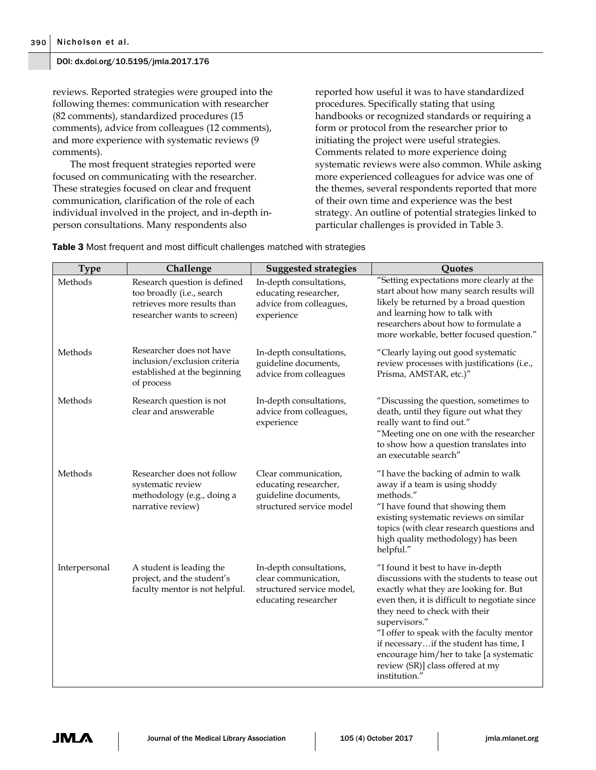reviews. Reported strategies were grouped into the following themes: communication with researcher (82 comments), standardized procedures (15 comments), advice from colleagues (12 comments), and more experience with systematic reviews (9 comments).

The most frequent strategies reported were focused on communicating with the researcher. These strategies focused on clear and frequent communication, clarification of the role of each individual involved in the project, and in-depth in-person consultations. Many respondents also reported how useful it was to have standardized procedures. Specifically stating that using handbooks or recognized standards or requiring a form or protocol from the researcher prior to initiating the project were useful strategies. Comments related to more experience doing systematic reviews were also common. While asking more experienced colleagues for advice was one of the themes, several respondents reported that more of their own time and experience was the best strategy. An outline of potential strategies linked to particular challenges is provided in Table 3.

**Table 3** Most frequent and most difficult challenges matched with strategies

| Type | Challenge | Suggested strategies | Quotes |
|---|---|---|---|
| Methods | Research question is defined too broadly (i.e., search retrieves more results than researcher wants to screen) | In-depth consultations, educating researcher, advice from colleagues, experience | "Setting expectations more clearly at the start about how many search results will likely be returned by a broad question and learning how to talk with researchers about how to formulate a more workable, better focused question." |
| Methods | Researcher does not have inclusion/exclusion criteria established at the beginning of process | In-depth consultations, guideline documents, advice from colleagues | "Clearly laying out good systematic review processes with justifications (i.e., Prisma, AMSTAR, etc.)" |
| Methods | Research question is not clear and answerable | In-depth consultations, advice from colleagues, experience | "Discussing the question, sometimes to death, until they figure out what they really want to find out." "Meeting one on one with the researcher to show how a question translates into an executable search" |
| Methods | Researcher does not follow systematic review methodology (e.g., doing a narrative review) | Clear communication, educating researcher, guideline documents, structured service model | "I have the backing of admin to walk away if a team is using shoddy methods." "I have found that showing them existing systematic reviews on similar topics (with clear research questions and high quality methodology) has been helpful." |
| Interpersonal | A student is leading the project, and the student's faculty mentor is not helpful. | In-depth consultations, clear communication, structured service model, educating researcher | "I found it best to have in-depth discussions with the students to tease out exactly what they are looking for. But even then, it is difficult to negotiate since they need to check with their supervisors." "I offer to speak with the faculty mentor if necessary…if the student has time, I encourage him/her to take [a systematic review (SR)] class offered at my institution." |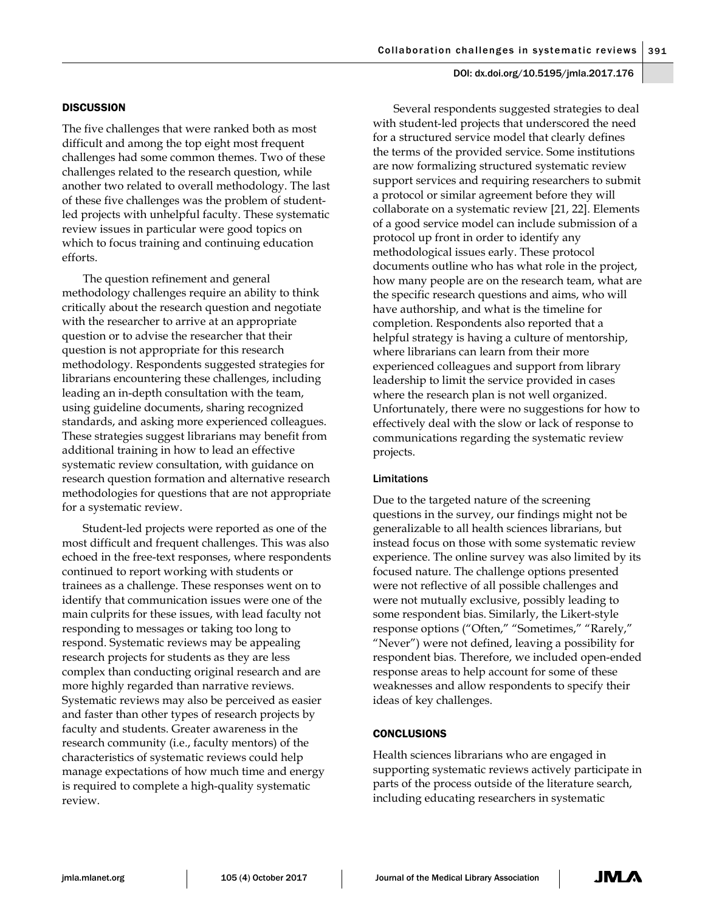## DISCUSSION

The five challenges that were ranked both as most difficult and among the top eight most frequent challenges had some common themes. Two of these challenges related to the research question, while another two related to overall methodology. The last of these five challenges was the problem of student-led projects with unhelpful faculty. These systematic review issues in particular were good topics on which to focus training and continuing education efforts.

The question refinement and general methodology challenges require an ability to think critically about the research question and negotiate with the researcher to arrive at an appropriate question or to advise the researcher that their question is not appropriate for this research methodology. Respondents suggested strategies for librarians encountering these challenges, including leading an in-depth consultation with the team, using guideline documents, sharing recognized standards, and asking more experienced colleagues. These strategies suggest librarians may benefit from additional training in how to lead an effective systematic review consultation, with guidance on research question formation and alternative research methodologies for questions that are not appropriate for a systematic review.

Student-led projects were reported as one of the most difficult and frequent challenges. This was also echoed in the free-text responses, where respondents continued to report working with students or trainees as a challenge. These responses went on to identify that communication issues were one of the main culprits for these issues, with lead faculty not responding to messages or taking too long to respond. Systematic reviews may be appealing research projects for students as they are less complex than conducting original research and are more highly regarded than narrative reviews. Systematic reviews may also be perceived as easier and faster than other types of research projects by faculty and students. Greater awareness in the research community (i.e., faculty mentors) of the characteristics of systematic reviews could help manage expectations of how much time and energy is required to complete a high-quality systematic review.

Several respondents suggested strategies to deal with student-led projects that underscored the need for a structured service model that clearly defines the terms of the provided service. Some institutions are now formalizing structured systematic review support services and requiring researchers to submit a protocol or similar agreement before they will collaborate on a systematic review [21, 22]. Elements of a good service model can include submission of a protocol up front in order to identify any methodological issues early. These protocol documents outline who has what role in the project, how many people are on the research team, what are the specific research questions and aims, who will have authorship, and what is the timeline for completion. Respondents also reported that a helpful strategy is having a culture of mentorship, where librarians can learn from their more experienced colleagues and support from library leadership to limit the service provided in cases where the research plan is not well organized. Unfortunately, there were no suggestions for how to effectively deal with the slow or lack of response to communications regarding the systematic review projects.

### Limitations

Due to the targeted nature of the screening questions in the survey, our findings might not be generalizable to all health sciences librarians, but instead focus on those with some systematic review experience. The online survey was also limited by its focused nature. The challenge options presented were not reflective of all possible challenges and were not mutually exclusive, possibly leading to some respondent bias. Similarly, the Likert-style response options ("Often," "Sometimes," "Rarely," "Never") were not defined, leaving a possibility for respondent bias. Therefore, we included open-ended response areas to help account for some of these weaknesses and allow respondents to specify their ideas of key challenges.

## CONCLUSIONS

Health sciences librarians who are engaged in supporting systematic reviews actively participate in parts of the process outside of the literature search, including educating researchers in systematic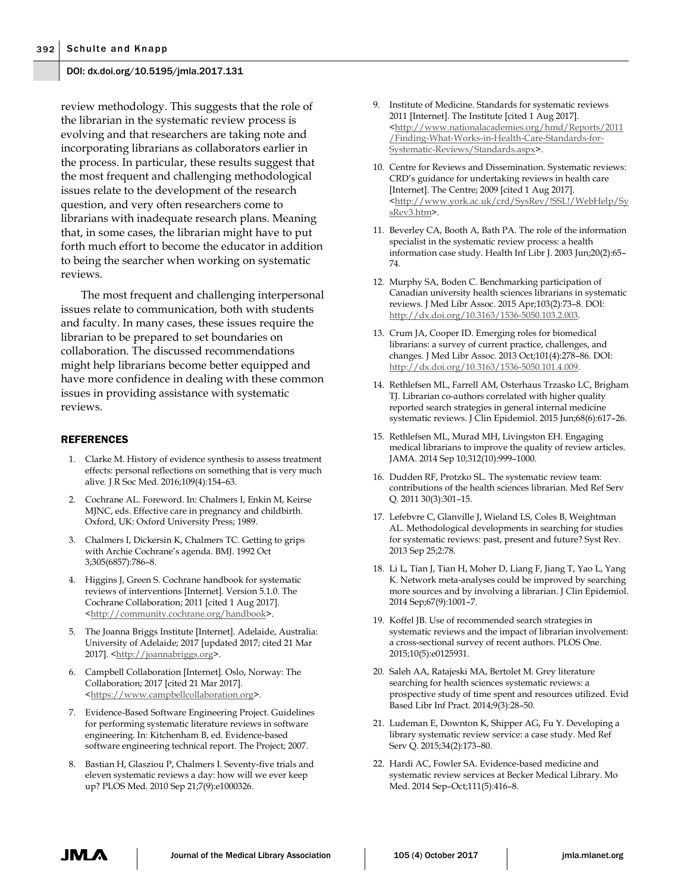review methodology. This suggests that the role of the librarian in the systematic review process is evolving and that researchers are taking note and incorporating librarians as collaborators earlier in the process. In particular, these results suggest that the most frequent and challenging methodological issues relate to the development of the research question, and very often researchers come to librarians with inadequate research plans. Meaning that, in some cases, the librarian might have to put forth much effort to become the educator in addition to being the searcher when working on systematic reviews.

The most frequent and challenging interpersonal issues relate to communication, both with students and faculty. In many cases, these issues require the librarian to be prepared to set boundaries on collaboration. The discussed recommendations might help librarians become better equipped and have more confidence in dealing with these common issues in providing assistance with systematic reviews.

## REFERENCES

1. Clarke M. History of evidence synthesis to assess treatment effects: personal reflections on something that is very much alive. J R Soc Med. 2016;109(4):154–63.
2. Cochrane AL. Foreword. In: Chalmers I, Enkin M, Keirse MJNC, eds. Effective care in pregnancy and childbirth. Oxford, UK: Oxford University Press; 1989.
3. Chalmers I, Dickersin K, Chalmers TC. Getting to grips with Archie Cochrane's agenda. BMJ. 1992 Oct 3;305(6857):786–8.
4. Higgins J, Green S. Cochrane handbook for systematic reviews of interventions [Internet]. Version 5.1.0. The Cochrane Collaboration; 2011 [cited 1 Aug 2017]. <http://community.cochrane.org/handbook>.
5. The Joanna Briggs Institute [Internet]. Adelaide, Australia: University of Adelaide; 2017 [updated 2017; cited 21 Mar 2017]. <http://joannabriggs.org>.
6. Campbell Collaboration [Internet]. Oslo, Norway: The Collaboration; 2017 [cited 21 Mar 2017]. <https://www.campbellcollaboration.org>.
7. Evidence-Based Software Engineering Project. Guidelines for performing systematic literature reviews in software engineering. In: Kitchenham B, ed. Evidence-based software engineering technical report. The Project; 2007.
8. Bastian H, Glasziou P, Chalmers I. Seventy-five trials and eleven systematic reviews a day: how will we ever keep up? PLOS Med. 2010 Sep 21;7(9):e1000326.
9. Institute of Medicine. Standards for systematic reviews 2011 [Internet]. The Institute [cited 1 Aug 2017]. <http://www.nationalacademies.org/hmd/Reports/2011/Finding-What-Works-in-Health-Care-Standards-for-Systematic-Reviews/Standards.aspx>.
10. Centre for Reviews and Dissemination. Systematic reviews: CRD's guidance for undertaking reviews in health care [Internet]. The Centre; 2009 [cited 1 Aug 2017]. <http://www.york.ac.uk/crd/SysRev/!SSL!/WebHelp/SysRev3.htm>.
11. Beverley CA, Booth A, Bath PA. The role of the information specialist in the systematic review process: a health information case study. Health Inf Libr J. 2003 Jun;20(2):65–74.
12. Murphy SA, Boden C. Benchmarking participation of Canadian university health sciences librarians in systematic reviews. J Med Libr Assoc. 2015 Apr;103(2):73–8. DOI: http://dx.doi.org/10.3163/1536-5050.103.2.003.
13. Crum JA, Cooper ID. Emerging roles for biomedical librarians: a survey of current practice, challenges, and changes. J Med Libr Assoc. 2013 Oct;101(4):278–86. DOI: http://dx.doi.org/10.3163/1536-5050.101.4.009.
14. Rethlefsen ML, Farrell AM, Osterhaus Trzasko LC, Brigham TJ. Librarian co-authors correlated with higher quality reported search strategies in general internal medicine systematic reviews. J Clin Epidemiol. 2015 Jun;68(6):617–26.
15. Rethlefsen ML, Murad MH, Livingston EH. Engaging medical librarians to improve the quality of review articles. JAMA. 2014 Sep 10;312(10):999–1000.
16. Dudden RF, Protzko SL. The systematic review team: contributions of the health sciences librarian. Med Ref Serv Q. 2011 30(3):301–15.
17. Lefebvre C, Glanville J, Wieland LS, Coles B, Weightman AL. Methodological developments in searching for studies for systematic reviews: past, present and future? Syst Rev. 2013 Sep 25;2:78.
18. Li L, Tian J, Tian H, Moher D, Liang F, Jiang T, Yao L, Yang K. Network meta-analyses could be improved by searching more sources and by involving a librarian. J Clin Epidemiol. 2014 Sep;67(9):1001–7.
19. Koffel JB. Use of recommended search strategies in systematic reviews and the impact of librarian involvement: a cross-sectional survey of recent authors. PLOS One. 2015;10(5):e0125931.
20. Saleh AA, Ratajeski MA, Bertolet M. Grey literature searching for health sciences systematic reviews: a prospective study of time spent and resources utilized. Evid Based Libr Inf Pract. 2014;9(3):28–50.
21. Ludeman E, Downton K, Shipper AG, Fu Y. Developing a library systematic review service: a case study. Med Ref Serv Q. 2015;34(2):173–80.
22. Hardi AC, Fowler SA. Evidence-based medicine and systematic review services at Becker Medical Library. Mo Med. 2014 Sep–Oct;111(5):416–8.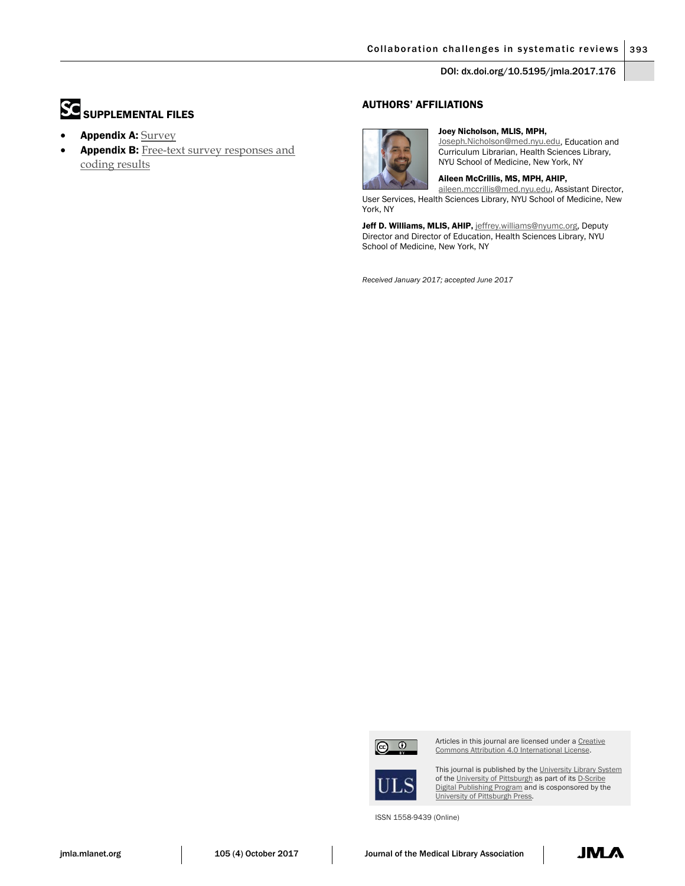## SUPPLEMENTAL FILES

- **Appendix A:** Survey
- **Appendix B:** Free-text survey responses and coding results

## AUTHORS' AFFILIATIONS

**Joey Nicholson, MLIS, MPH,** Joseph.Nicholson@med.nyu.edu, Education and Curriculum Librarian, Health Sciences Library, NYU School of Medicine, New York, NY

**Aileen McCrillis, MS, MPH, AHIP,** aileen.mccrillis@med.nyu.edu, Assistant Director, User Services, Health Sciences Library, NYU School of Medicine, New York, NY

**Jeff D. Williams, MLIS, AHIP,** jeffrey.williams@nyumc.org, Deputy Director and Director of Education, Health Sciences Library, NYU School of Medicine, New York, NY

*Received January 2017; accepted June 2017*

Articles in this journal are licensed under a Creative Commons Attribution 4.0 International License.

This journal is published by the University Library System of the University of Pittsburgh as part of its D-Scribe Digital Publishing Program and is cosponsored by the University of Pittsburgh Press.

ISSN 1558-9439 (Online)